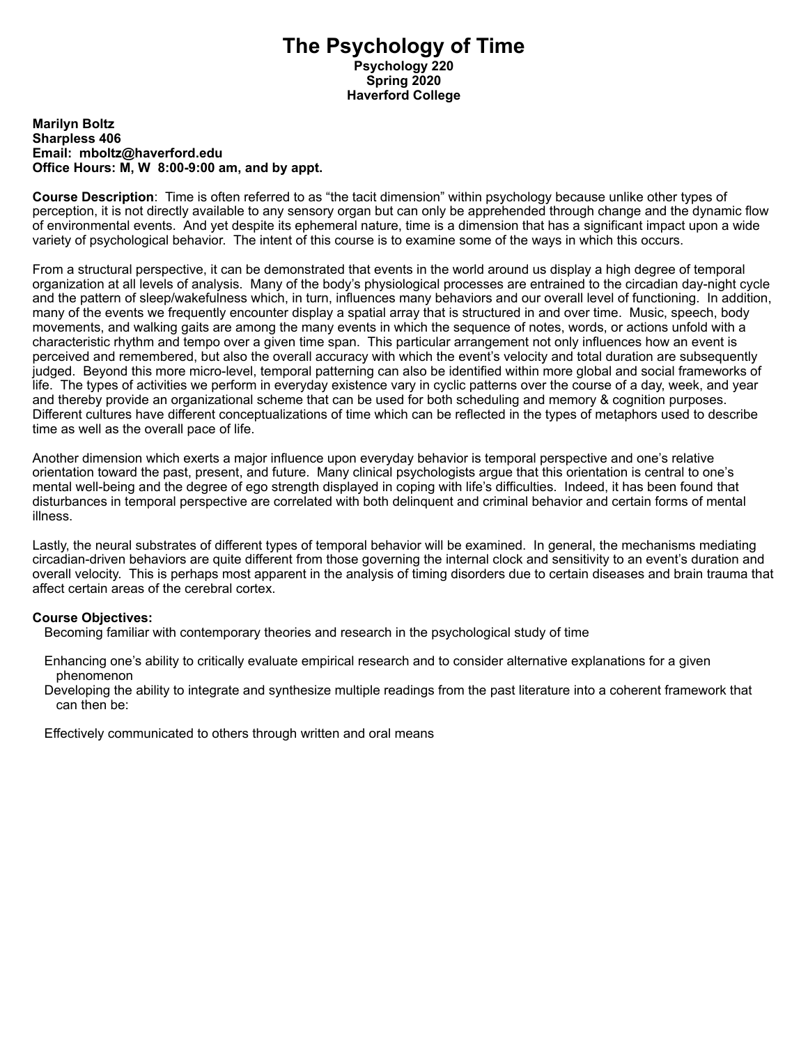# The Psychology of Time

**Psychology 220**
**Spring 2020**
**Haverford College**

**Marilyn Boltz**
**Sharpless 406**
**Email: mboltz@haverford.edu**
**Office Hours: M, W 8:00-9:00 am, and by appt.**

**Course Description**: Time is often referred to as "the tacit dimension" within psychology because unlike other types of perception, it is not directly available to any sensory organ but can only be apprehended through change and the dynamic flow of environmental events. And yet despite its ephemeral nature, time is a dimension that has a significant impact upon a wide variety of psychological behavior. The intent of this course is to examine some of the ways in which this occurs.

From a structural perspective, it can be demonstrated that events in the world around us display a high degree of temporal organization at all levels of analysis. Many of the body's physiological processes are entrained to the circadian day-night cycle and the pattern of sleep/wakefulness which, in turn, influences many behaviors and our overall level of functioning. In addition, many of the events we frequently encounter display a spatial array that is structured in and over time. Music, speech, body movements, and walking gaits are among the many events in which the sequence of notes, words, or actions unfold with a characteristic rhythm and tempo over a given time span. This particular arrangement not only influences how an event is perceived and remembered, but also the overall accuracy with which the event's velocity and total duration are subsequently judged. Beyond this more micro-level, temporal patterning can also be identified within more global and social frameworks of life. The types of activities we perform in everyday existence vary in cyclic patterns over the course of a day, week, and year and thereby provide an organizational scheme that can be used for both scheduling and memory & cognition purposes. Different cultures have different conceptualizations of time which can be reflected in the types of metaphors used to describe time as well as the overall pace of life.

Another dimension which exerts a major influence upon everyday behavior is temporal perspective and one's relative orientation toward the past, present, and future. Many clinical psychologists argue that this orientation is central to one's mental well-being and the degree of ego strength displayed in coping with life's difficulties. Indeed, it has been found that disturbances in temporal perspective are correlated with both delinquent and criminal behavior and certain forms of mental illness.

Lastly, the neural substrates of different types of temporal behavior will be examined. In general, the mechanisms mediating circadian-driven behaviors are quite different from those governing the internal clock and sensitivity to an event's duration and overall velocity. This is perhaps most apparent in the analysis of timing disorders due to certain diseases and brain trauma that affect certain areas of the cerebral cortex.

**Course Objectives:**

- Becoming familiar with contemporary theories and research in the psychological study of time
- Enhancing one's ability to critically evaluate empirical research and to consider alternative explanations for a given phenomenon
- Developing the ability to integrate and synthesize multiple readings from the past literature into a coherent framework that can then be:
- Effectively communicated to others through written and oral means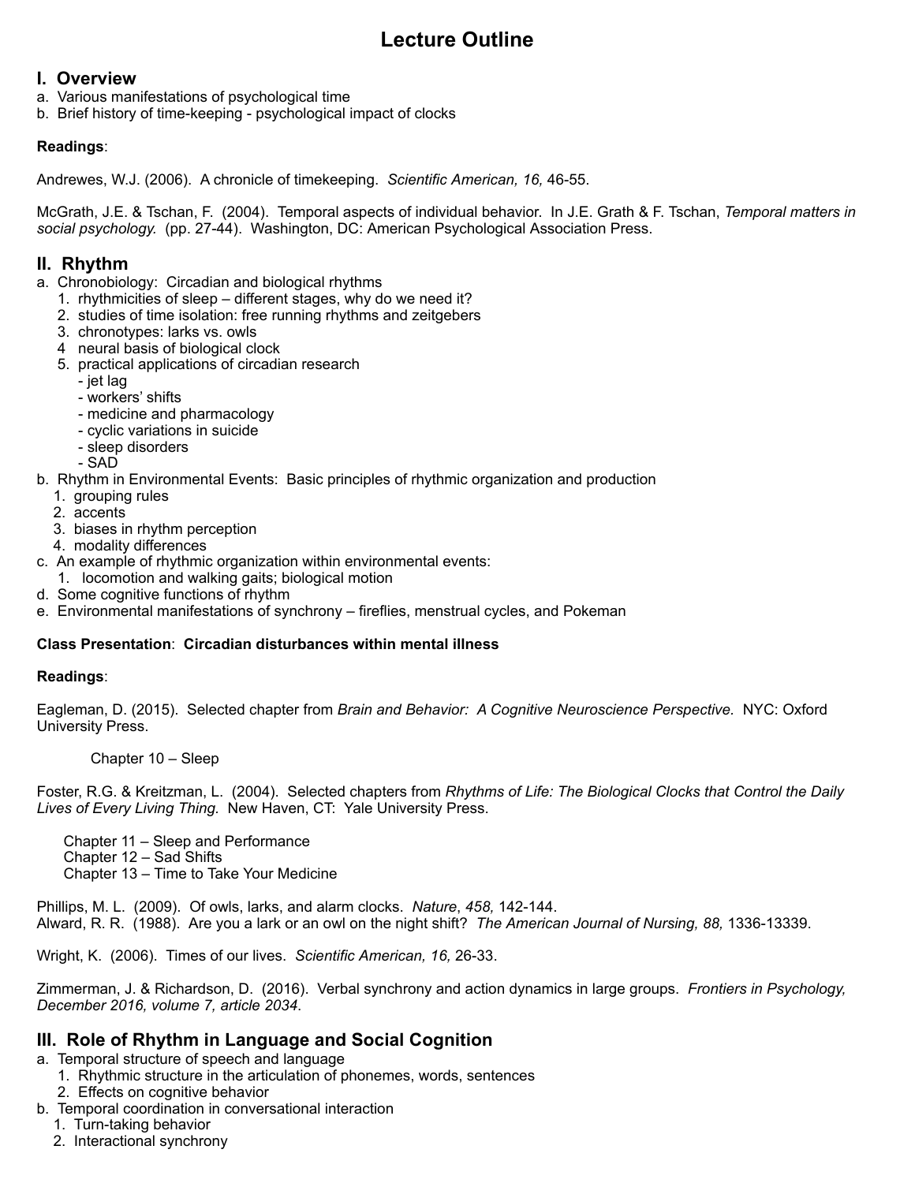# Lecture Outline

## I. Overview

a. Various manifestations of psychological time
b. Brief history of time-keeping - psychological impact of clocks

**Readings**:

Andrewes, W.J. (2006). A chronicle of timekeeping. *Scientific American, 16,* 46-55.

McGrath, J.E. & Tschan, F. (2004). Temporal aspects of individual behavior. In J.E. Grath & F. Tschan, *Temporal matters in social psychology.* (pp. 27-44). Washington, DC: American Psychological Association Press.

## II. Rhythm

a. Chronobiology: Circadian and biological rhythms
   1. rhythmicities of sleep – different stages, why do we need it?
   2. studies of time isolation: free running rhythms and zeitgebers
   3. chronotypes: larks vs. owls
   4 neural basis of biological clock
   5. practical applications of circadian research
      - jet lag
      - workers' shifts
      - medicine and pharmacology
      - cyclic variations in suicide
      - sleep disorders
      - SAD

b. Rhythm in Environmental Events: Basic principles of rhythmic organization and production
   1. grouping rules
   2. accents
   3. biases in rhythm perception
   4. modality differences

c. An example of rhythmic organization within environmental events:
   1. locomotion and walking gaits; biological motion

d. Some cognitive functions of rhythm

e. Environmental manifestations of synchrony – fireflies, menstrual cycles, and Pokeman

**Class Presentation**: **Circadian disturbances within mental illness**

**Readings**:

Eagleman, D. (2015). Selected chapter from *Brain and Behavior: A Cognitive Neuroscience Perspective.* NYC: Oxford University Press.

Chapter 10 – Sleep

Foster, R.G. & Kreitzman, L. (2004). Selected chapters from *Rhythms of Life: The Biological Clocks that Control the Daily Lives of Every Living Thing.* New Haven, CT: Yale University Press.

Chapter 11 – Sleep and Performance
Chapter 12 – Sad Shifts
Chapter 13 – Time to Take Your Medicine

Phillips, M. L. (2009). Of owls, larks, and alarm clocks. *Nature*, *458,* 142-144.
Alward, R. R. (1988). Are you a lark or an owl on the night shift? *The American Journal of Nursing, 88,* 1336-13339.

Wright, K. (2006). Times of our lives. *Scientific American, 16,* 26-33.

Zimmerman, J. & Richardson, D. (2016). Verbal synchrony and action dynamics in large groups. *Frontiers in Psychology, December 2016, volume 7, article 2034*.

## III. Role of Rhythm in Language and Social Cognition

a. Temporal structure of speech and language
   1. Rhythmic structure in the articulation of phonemes, words, sentences
   2. Effects on cognitive behavior

b. Temporal coordination in conversational interaction
   1. Turn-taking behavior
   2. Interactional synchrony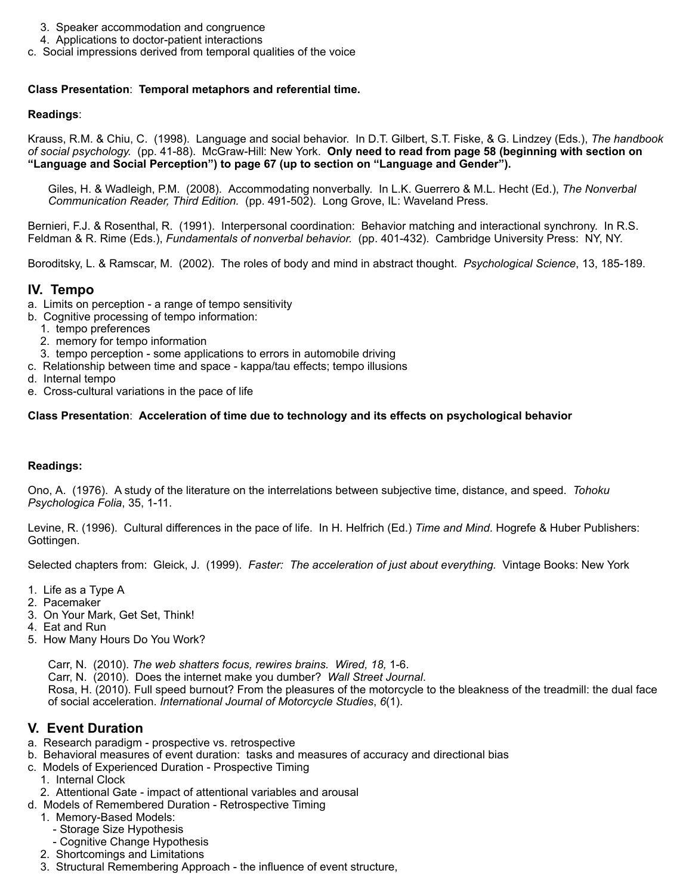3. Speaker accommodation and congruence
   4. Applications to doctor-patient interactions
c. Social impressions derived from temporal qualities of the voice

**Class Presentation**: **Temporal metaphors and referential time.**

**Readings**:

Krauss, R.M. & Chiu, C. (1998). Language and social behavior. In D.T. Gilbert, S.T. Fiske, & G. Lindzey (Eds.), *The handbook of social psychology.* (pp. 41-88). McGraw-Hill: New York. **Only need to read from page 58 (beginning with section on "Language and Social Perception") to page 67 (up to section on "Language and Gender").**

Giles, H. & Wadleigh, P.M. (2008). Accommodating nonverbally. In L.K. Guerrero & M.L. Hecht (Ed.), *The Nonverbal Communication Reader, Third Edition.* (pp. 491-502). Long Grove, IL: Waveland Press.

Bernieri, F.J. & Rosenthal, R. (1991). Interpersonal coordination: Behavior matching and interactional synchrony. In R.S. Feldman & R. Rime (Eds.), *Fundamentals of nonverbal behavior.* (pp. 401-432). Cambridge University Press: NY, NY.

Boroditsky, L. & Ramscar, M. (2002). The roles of body and mind in abstract thought. *Psychological Science*, 13, 185-189.

## IV. Tempo

a. Limits on perception - a range of tempo sensitivity
b. Cognitive processing of tempo information:
   1. tempo preferences
   2. memory for tempo information
   3. tempo perception - some applications to errors in automobile driving
c. Relationship between time and space - kappa/tau effects; tempo illusions
d. Internal tempo
e. Cross-cultural variations in the pace of life

**Class Presentation**: **Acceleration of time due to technology and its effects on psychological behavior**

**Readings:**

Ono, A. (1976). A study of the literature on the interrelations between subjective time, distance, and speed. *Tohoku Psychologica Folia*, 35, 1-11.

Levine, R. (1996). Cultural differences in the pace of life. In H. Helfrich (Ed.) *Time and Mind*. Hogrefe & Huber Publishers: Gottingen.

Selected chapters from: Gleick, J. (1999). *Faster: The acceleration of just about everything.* Vintage Books: New York

1. Life as a Type A
2. Pacemaker
3. On Your Mark, Get Set, Think!
4. Eat and Run
5. How Many Hours Do You Work?

Carr, N. (2010). *The web shatters focus, rewires brains. Wired, 18,* 1-6.
Carr, N. (2010). Does the internet make you dumber? *Wall Street Journal*.
Rosa, H. (2010). Full speed burnout? From the pleasures of the motorcycle to the bleakness of the treadmill: the dual face of social acceleration. *International Journal of Motorcycle Studies*, *6*(1).

## V. Event Duration

a. Research paradigm - prospective vs. retrospective
b. Behavioral measures of event duration: tasks and measures of accuracy and directional bias
c. Models of Experienced Duration - Prospective Timing
   1. Internal Clock
   2. Attentional Gate - impact of attentional variables and arousal
d. Models of Remembered Duration - Retrospective Timing
   1. Memory-Based Models:
      - Storage Size Hypothesis
      - Cognitive Change Hypothesis
   2. Shortcomings and Limitations
   3. Structural Remembering Approach - the influence of event structure,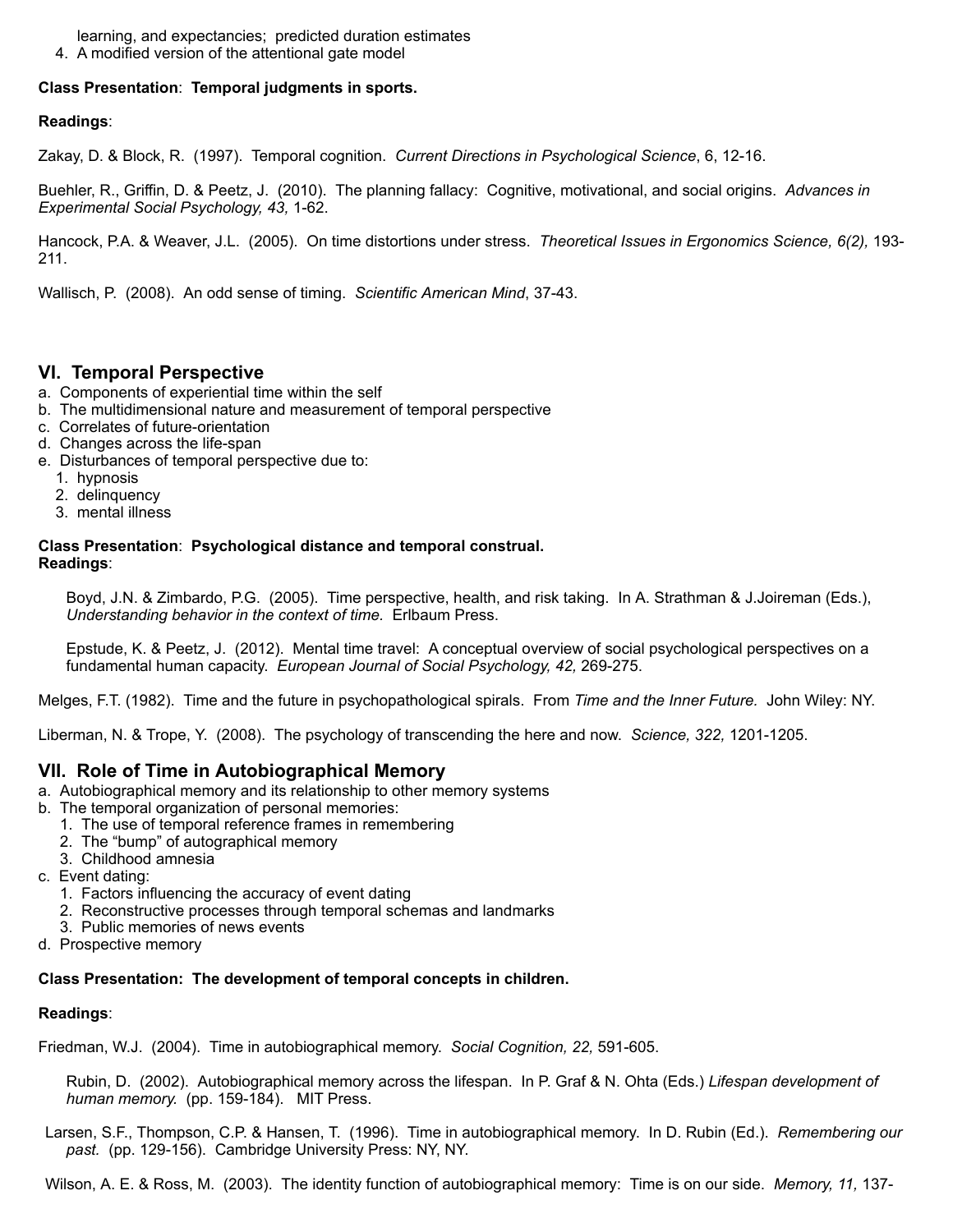learning, and expectancies; predicted duration estimates
4. A modified version of the attentional gate model

**Class Presentation**: **Temporal judgments in sports.**

**Readings**:

Zakay, D. & Block, R. (1997). Temporal cognition. *Current Directions in Psychological Science*, 6, 12-16.

Buehler, R., Griffin, D. & Peetz, J. (2010). The planning fallacy: Cognitive, motivational, and social origins. *Advances in Experimental Social Psychology, 43,* 1-62.

Hancock, P.A. & Weaver, J.L. (2005). On time distortions under stress. *Theoretical Issues in Ergonomics Science, 6(2),* 193-211.

Wallisch, P. (2008). An odd sense of timing. *Scientific American Mind*, 37-43.

## VI. Temporal Perspective

a. Components of experiential time within the self
b. The multidimensional nature and measurement of temporal perspective
c. Correlates of future-orientation
d. Changes across the life-span
e. Disturbances of temporal perspective due to:
   1. hypnosis
   2. delinquency
   3. mental illness

**Class Presentation**: **Psychological distance and temporal construal.**
**Readings**:

Boyd, J.N. & Zimbardo, P.G. (2005). Time perspective, health, and risk taking. In A. Strathman & J.Joireman (Eds.), *Understanding behavior in the context of time.* Erlbaum Press.

Epstude, K. & Peetz, J. (2012). Mental time travel: A conceptual overview of social psychological perspectives on a fundamental human capacity. *European Journal of Social Psychology, 42,* 269-275.

Melges, F.T. (1982). Time and the future in psychopathological spirals. From *Time and the Inner Future.* John Wiley: NY.

Liberman, N. & Trope, Y. (2008). The psychology of transcending the here and now. *Science, 322,* 1201-1205.

## VII. Role of Time in Autobiographical Memory

a. Autobiographical memory and its relationship to other memory systems
b. The temporal organization of personal memories:
   1. The use of temporal reference frames in remembering
   2. The "bump" of autographical memory
   3. Childhood amnesia
c. Event dating:
   1. Factors influencing the accuracy of event dating
   2. Reconstructive processes through temporal schemas and landmarks
   3. Public memories of news events
d. Prospective memory

**Class Presentation: The development of temporal concepts in children.**

**Readings**:

Friedman, W.J. (2004). Time in autobiographical memory. *Social Cognition, 22,* 591-605.

Rubin, D. (2002). Autobiographical memory across the lifespan. In P. Graf & N. Ohta (Eds.) *Lifespan development of human memory.* (pp. 159-184). MIT Press.

Larsen, S.F., Thompson, C.P. & Hansen, T. (1996). Time in autobiographical memory. In D. Rubin (Ed.). *Remembering our past.* (pp. 129-156). Cambridge University Press: NY, NY.

Wilson, A. E. & Ross, M. (2003). The identity function of autobiographical memory: Time is on our side. *Memory, 11,* 137-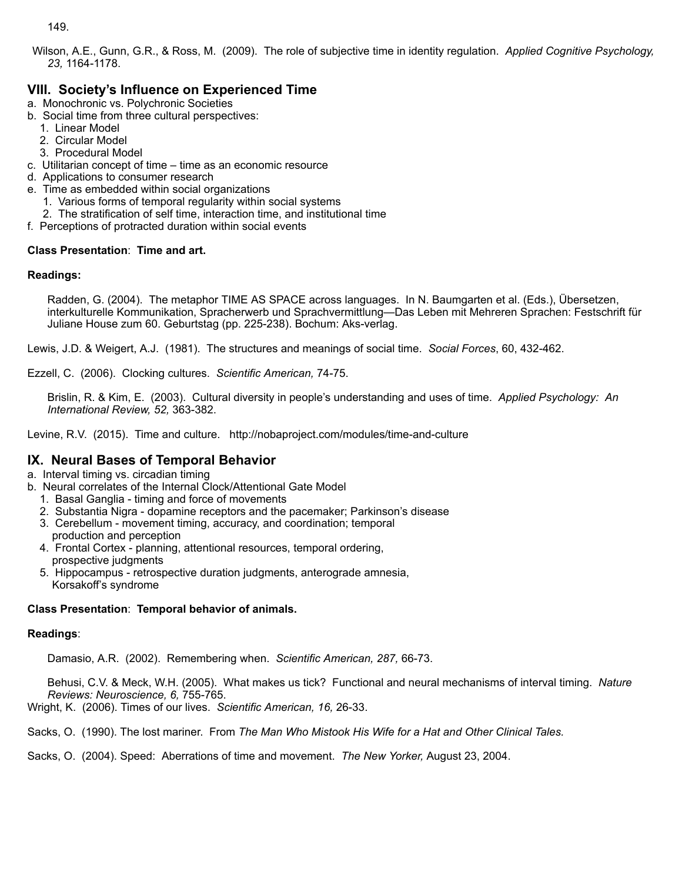149.

Wilson, A.E., Gunn, G.R., & Ross, M. (2009). The role of subjective time in identity regulation. *Applied Cognitive Psychology, 23,* 1164-1178.

## VIII. Society's Influence on Experienced Time

a. Monochronic vs. Polychronic Societies
b. Social time from three cultural perspectives:
   1. Linear Model
   2. Circular Model
   3. Procedural Model
c. Utilitarian concept of time – time as an economic resource
d. Applications to consumer research
e. Time as embedded within social organizations
   1. Various forms of temporal regularity within social systems
   2. The stratification of self time, interaction time, and institutional time
f. Perceptions of protracted duration within social events

**Class Presentation**: **Time and art.**

**Readings:**

Radden, G. (2004). The metaphor TIME AS SPACE across languages. In N. Baumgarten et al. (Eds.), Übersetzen, interkulturelle Kommunikation, Spracherwerb und Sprachvermittlung—Das Leben mit Mehreren Sprachen: Festschrift für Juliane House zum 60. Geburtstag (pp. 225-238). Bochum: Aks-verlag.

Lewis, J.D. & Weigert, A.J. (1981). The structures and meanings of social time. *Social Forces*, 60, 432-462.

Ezzell, C. (2006). Clocking cultures. *Scientific American,* 74-75.

Brislin, R. & Kim, E. (2003). Cultural diversity in people's understanding and uses of time. *Applied Psychology: An International Review, 52,* 363-382.

Levine, R.V. (2015). Time and culture. http://nobaproject.com/modules/time-and-culture

## IX. Neural Bases of Temporal Behavior

a. Interval timing vs. circadian timing
b. Neural correlates of the Internal Clock/Attentional Gate Model
   1. Basal Ganglia - timing and force of movements
   2. Substantia Nigra - dopamine receptors and the pacemaker; Parkinson's disease
   3. Cerebellum - movement timing, accuracy, and coordination; temporal production and perception
   4. Frontal Cortex - planning, attentional resources, temporal ordering, prospective judgments
   5. Hippocampus - retrospective duration judgments, anterograde amnesia, Korsakoff's syndrome

**Class Presentation**: **Temporal behavior of animals.**

**Readings**:

Damasio, A.R. (2002). Remembering when. *Scientific American, 287,* 66-73.

Behusi, C.V. & Meck, W.H. (2005). What makes us tick? Functional and neural mechanisms of interval timing. *Nature Reviews: Neuroscience, 6,* 755-765.

Wright, K. (2006). Times of our lives. *Scientific American, 16,* 26-33.

Sacks, O. (1990). The lost mariner. From *The Man Who Mistook His Wife for a Hat and Other Clinical Tales.*

Sacks, O. (2004). Speed: Aberrations of time and movement. *The New Yorker,* August 23, 2004.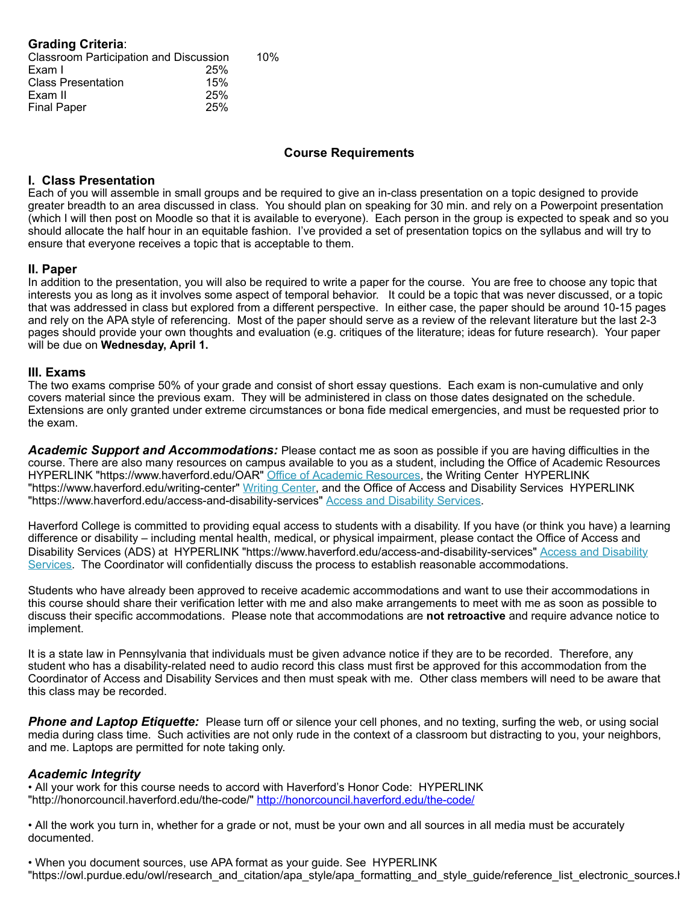**Grading Criteria**:

| | |
|---|---|
| Classroom Participation and Discussion | 10% |
| Exam I | 25% |
| Class Presentation | 15% |
| Exam II | 25% |
| Final Paper | 25% |

## Course Requirements

### I. Class Presentation

Each of you will assemble in small groups and be required to give an in-class presentation on a topic designed to provide greater breadth to an area discussed in class. You should plan on speaking for 30 min. and rely on a Powerpoint presentation (which I will then post on Moodle so that it is available to everyone). Each person in the group is expected to speak and so you should allocate the half hour in an equitable fashion. I've provided a set of presentation topics on the syllabus and will try to ensure that everyone receives a topic that is acceptable to them.

### II. Paper

In addition to the presentation, you will also be required to write a paper for the course. You are free to choose any topic that interests you as long as it involves some aspect of temporal behavior. It could be a topic that was never discussed, or a topic that was addressed in class but explored from a different perspective. In either case, the paper should be around 10-15 pages and rely on the APA style of referencing. Most of the paper should serve as a review of the relevant literature but the last 2-3 pages should provide your own thoughts and evaluation (e.g. critiques of the literature; ideas for future research). Your paper will be due on **Wednesday, April 1.**

### III. Exams

The two exams comprise 50% of your grade and consist of short essay questions. Each exam is non-cumulative and only covers material since the previous exam. They will be administered in class on those dates designated on the schedule. Extensions are only granted under extreme circumstances or bona fide medical emergencies, and must be requested prior to the exam.

***Academic Support and Accommodations:*** Please contact me as soon as possible if you are having difficulties in the course. There are also many resources on campus available to you as a student, including the Office of Academic Resources HYPERLINK "https://www.haverford.edu/OAR" [Office of Academic Resources](https://www.haverford.edu/OAR), the Writing Center HYPERLINK "https://www.haverford.edu/writing-center" [Writing Center](https://www.haverford.edu/writing-center), and the Office of Access and Disability Services HYPERLINK "https://www.haverford.edu/access-and-disability-services" [Access and Disability Services](https://www.haverford.edu/access-and-disability-services).

Haverford College is committed to providing equal access to students with a disability. If you have (or think you have) a learning difference or disability – including mental health, medical, or physical impairment, please contact the Office of Access and Disability Services (ADS) at HYPERLINK "https://www.haverford.edu/access-and-disability-services" [Access and Disability Services](https://www.haverford.edu/access-and-disability-services). The Coordinator will confidentially discuss the process to establish reasonable accommodations.

Students who have already been approved to receive academic accommodations and want to use their accommodations in this course should share their verification letter with me and also make arrangements to meet with me as soon as possible to discuss their specific accommodations. Please note that accommodations are **not retroactive** and require advance notice to implement.

It is a state law in Pennsylvania that individuals must be given advance notice if they are to be recorded. Therefore, any student who has a disability-related need to audio record this class must first be approved for this accommodation from the Coordinator of Access and Disability Services and then must speak with me. Other class members will need to be aware that this class may be recorded.

***Phone and Laptop Etiquette:*** Please turn off or silence your cell phones, and no texting, surfing the web, or using social media during class time. Such activities are not only rude in the context of a classroom but distracting to you, your neighbors, and me. Laptops are permitted for note taking only.

### *Academic Integrity*

• All your work for this course needs to accord with Haverford's Honor Code: HYPERLINK "http://honorcouncil.haverford.edu/the-code/" [http://honorcouncil.haverford.edu/the-code/](http://honorcouncil.haverford.edu/the-code/)

• All the work you turn in, whether for a grade or not, must be your own and all sources in all media must be accurately documented.

• When you document sources, use APA format as your guide. See HYPERLINK "https://owl.purdue.edu/owl/research_and_citation/apa_style/apa_formatting_and_style_guide/reference_list_electronic_sources.h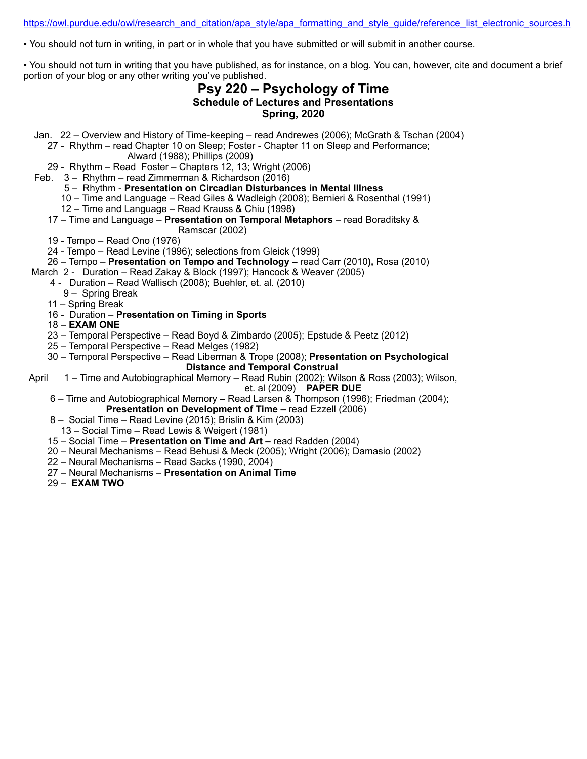https://owl.purdue.edu/owl/research_and_citation/apa_style/apa_formatting_and_style_guide/reference_list_electronic_sources.h

- You should not turn in writing, in part or in whole that you have submitted or will submit in another course.

- You should not turn in writing that you have published, as for instance, on a blog. You can, however, cite and document a brief portion of your blog or any other writing you've published.

# Psy 220 – Psychology of Time

## Schedule of Lectures and Presentations

### Spring, 2020

Jan. 22 – Overview and History of Time-keeping – read Andrewes (2006); McGrath & Tschan (2004)
27 - Rhythm – read Chapter 10 on Sleep; Foster - Chapter 11 on Sleep and Performance; Alward (1988); Phillips (2009)
29 - Rhythm – Read Foster – Chapters 12, 13; Wright (2006)

Feb. 3 – Rhythm – read Zimmerman & Richardson (2016)
5 – Rhythm - **Presentation on Circadian Disturbances in Mental Illness**
10 – Time and Language – Read Giles & Wadleigh (2008); Bernieri & Rosenthal (1991)
12 – Time and Language – Read Krauss & Chiu (1998)
17 – Time and Language – **Presentation on Temporal Metaphors** – read Boraditsky & Ramscar (2002)
19 - Tempo – Read Ono (1976)
24 - Tempo – Read Levine (1996); selections from Gleick (1999)
26 – Tempo – **Presentation on Tempo and Technology –** read Carr (2010**),** Rosa (2010)

March 2 - Duration – Read Zakay & Block (1997); Hancock & Weaver (2005)
4 - Duration – Read Wallisch (2008); Buehler, et. al. (2010)
9 – Spring Break
11 – Spring Break
16 - Duration – **Presentation on Timing in Sports**
18 – **EXAM ONE**
23 – Temporal Perspective – Read Boyd & Zimbardo (2005); Epstude & Peetz (2012)
25 – Temporal Perspective – Read Melges (1982)
30 – Temporal Perspective – Read Liberman & Trope (2008); **Presentation on Psychological Distance and Temporal Construal**

April 1 – Time and Autobiographical Memory – Read Rubin (2002); Wilson & Ross (2003); Wilson, et. al (2009) **PAPER DUE**
6 – Time and Autobiographical Memory **–** Read Larsen & Thompson (1996); Friedman (2004); **Presentation on Development of Time –** read Ezzell (2006)
8 – Social Time – Read Levine (2015); Brislin & Kim (2003)
13 – Social Time – Read Lewis & Weigert (1981)
15 – Social Time – **Presentation on Time and Art –** read Radden (2004)
20 – Neural Mechanisms – Read Behusi & Meck (2005); Wright (2006); Damasio (2002)
22 – Neural Mechanisms – Read Sacks (1990, 2004)
27 – Neural Mechanisms – **Presentation on Animal Time**
29 – **EXAM TWO**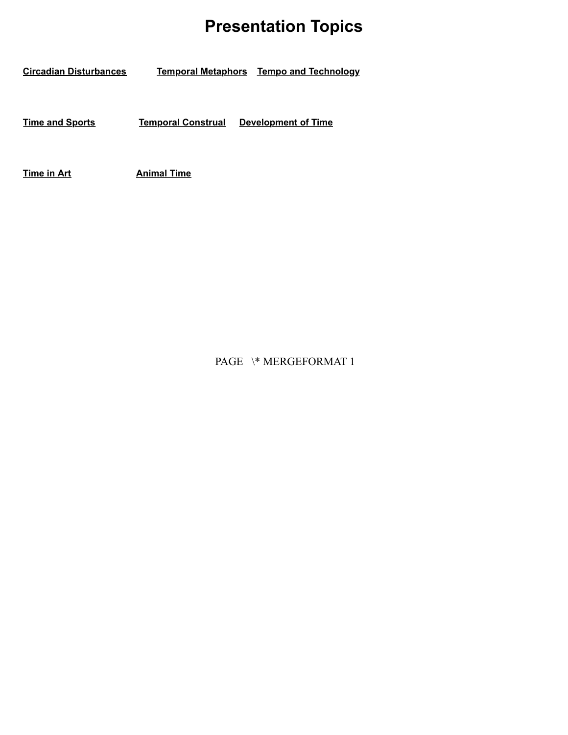# Presentation Topics

**Circadian Disturbances** **Temporal Metaphors** **Tempo and Technology**

**Time and Sports** **Temporal Construal** **Development of Time**

**Time in Art** **Animal Time**